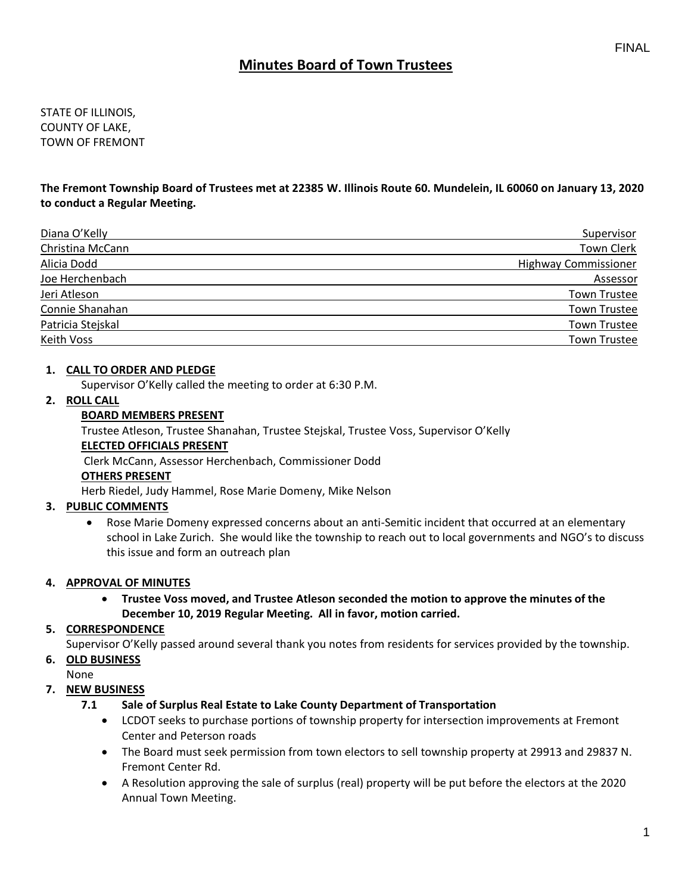FINAL

# Minutes Board of Town Trustees

STATE OF ILLINOIS,
COUNTY OF LAKE,
TOWN OF FREMONT

**The Fremont Township Board of Trustees met at 22385 W. Illinois Route 60. Mundelein, IL 60060 on January 13, 2020 to conduct a Regular Meeting.**

| | |
|---|---|
| Diana O'Kelly | Supervisor |
| Christina McCann | Town Clerk |
| Alicia Dodd | Highway Commissioner |
| Joe Herchenbach | Assessor |
| Jeri Atleson | Town Trustee |
| Connie Shanahan | Town Trustee |
| Patricia Stejskal | Town Trustee |
| Keith Voss | Town Trustee |

1. **CALL TO ORDER AND PLEDGE**
   Supervisor O'Kelly called the meeting to order at 6:30 P.M.
2. **ROLL CALL**
   **BOARD MEMBERS PRESENT**
   Trustee Atleson, Trustee Shanahan, Trustee Stejskal, Trustee Voss, Supervisor O'Kelly
   **ELECTED OFFICIALS PRESENT**
   Clerk McCann, Assessor Herchenbach, Commissioner Dodd
   **OTHERS PRESENT**
   Herb Riedel, Judy Hammel, Rose Marie Domeny, Mike Nelson
3. **PUBLIC COMMENTS**
   - Rose Marie Domeny expressed concerns about an anti-Semitic incident that occurred at an elementary school in Lake Zurich. She would like the township to reach out to local governments and NGO's to discuss this issue and form an outreach plan
4. **APPROVAL OF MINUTES**
   - **Trustee Voss moved, and Trustee Atleson seconded the motion to approve the minutes of the December 10, 2019 Regular Meeting. All in favor, motion carried.**
5. **CORRESPONDENCE**
   Supervisor O'Kelly passed around several thank you notes from residents for services provided by the township.
6. **OLD BUSINESS**
   None
7. **NEW BUSINESS**
   **7.1 Sale of Surplus Real Estate to Lake County Department of Transportation**
   - LCDOT seeks to purchase portions of township property for intersection improvements at Fremont Center and Peterson roads
   - The Board must seek permission from town electors to sell township property at 29913 and 29837 N. Fremont Center Rd.
   - A Resolution approving the sale of surplus (real) property will be put before the electors at the 2020 Annual Town Meeting.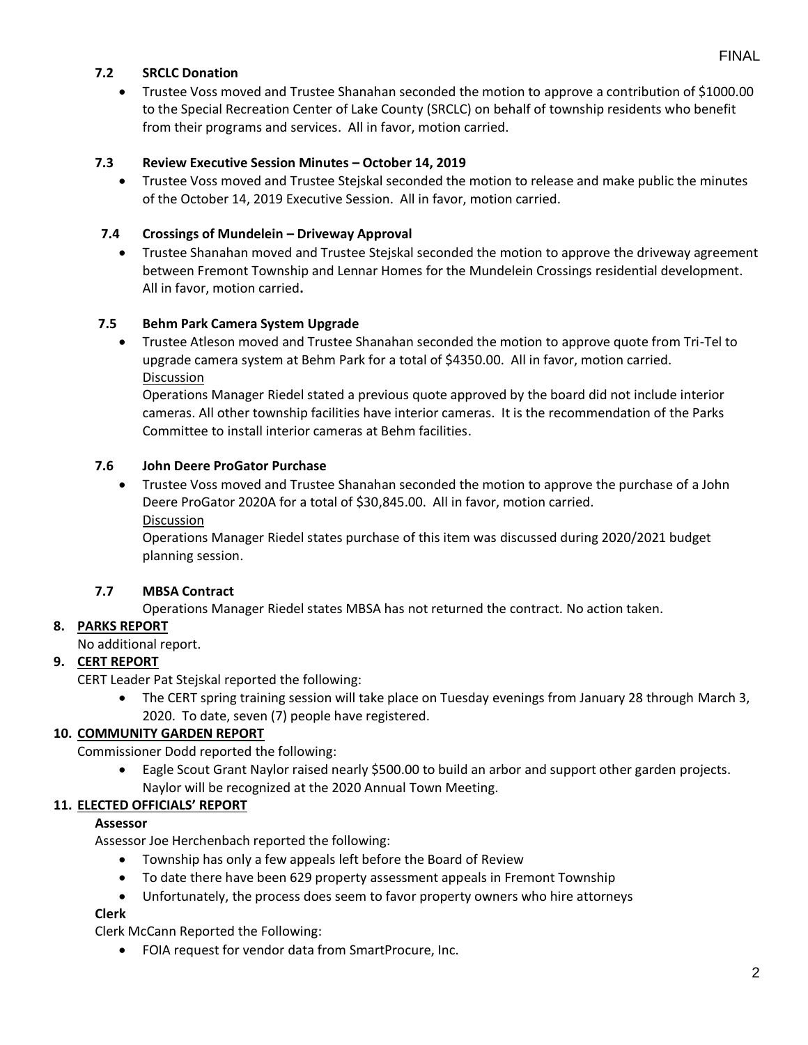FINAL

### 7.2 SRCLC Donation

- Trustee Voss moved and Trustee Shanahan seconded the motion to approve a contribution of $1000.00 to the Special Recreation Center of Lake County (SRCLC) on behalf of township residents who benefit from their programs and services. All in favor, motion carried.

### 7.3 Review Executive Session Minutes – October 14, 2019

- Trustee Voss moved and Trustee Stejskal seconded the motion to release and make public the minutes of the October 14, 2019 Executive Session. All in favor, motion carried.

### 7.4 Crossings of Mundelein – Driveway Approval

- Trustee Shanahan moved and Trustee Stejskal seconded the motion to approve the driveway agreement between Fremont Township and Lennar Homes for the Mundelein Crossings residential development. All in favor, motion carried**.**

### 7.5 Behm Park Camera System Upgrade

- Trustee Atleson moved and Trustee Shanahan seconded the motion to approve quote from Tri-Tel to upgrade camera system at Behm Park for a total of $4350.00. All in favor, motion carried.
  Discussion
  Operations Manager Riedel stated a previous quote approved by the board did not include interior cameras. All other township facilities have interior cameras. It is the recommendation of the Parks Committee to install interior cameras at Behm facilities.

### 7.6 John Deere ProGator Purchase

- Trustee Voss moved and Trustee Shanahan seconded the motion to approve the purchase of a John Deere ProGator 2020A for a total of $30,845.00. All in favor, motion carried.
  Discussion
  Operations Manager Riedel states purchase of this item was discussed during 2020/2021 budget planning session.

### 7.7 MBSA Contract

Operations Manager Riedel states MBSA has not returned the contract. No action taken.

## 8. PARKS REPORT

No additional report.

## 9. CERT REPORT

CERT Leader Pat Stejskal reported the following:

- The CERT spring training session will take place on Tuesday evenings from January 28 through March 3, 2020. To date, seven (7) people have registered.

## 10. COMMUNITY GARDEN REPORT

Commissioner Dodd reported the following:

- Eagle Scout Grant Naylor raised nearly $500.00 to build an arbor and support other garden projects. Naylor will be recognized at the 2020 Annual Town Meeting.

## 11. ELECTED OFFICIALS' REPORT

**Assessor**

Assessor Joe Herchenbach reported the following:

- Township has only a few appeals left before the Board of Review
- To date there have been 629 property assessment appeals in Fremont Township
- Unfortunately, the process does seem to favor property owners who hire attorneys

**Clerk**

Clerk McCann Reported the Following:

- FOIA request for vendor data from SmartProcure, Inc.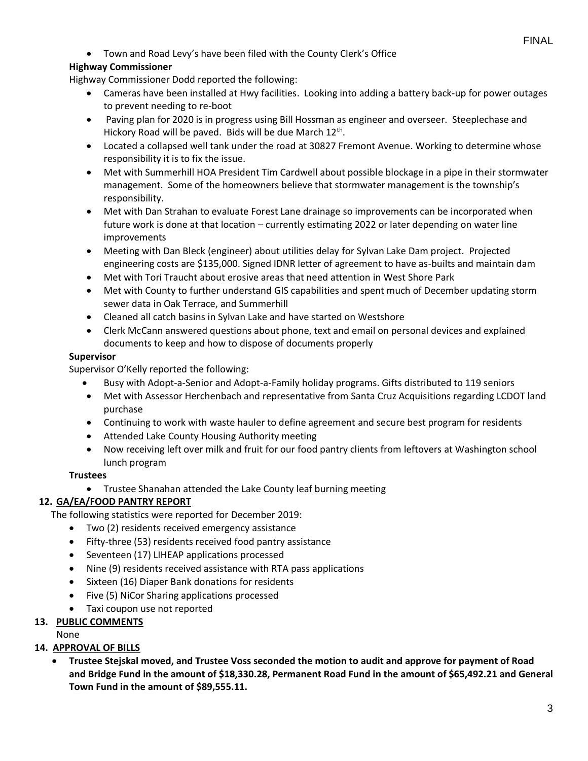- Town and Road Levy's have been filed with the County Clerk's Office

**Highway Commissioner**

Highway Commissioner Dodd reported the following:

- Cameras have been installed at Hwy facilities. Looking into adding a battery back-up for power outages to prevent needing to re-boot
- Paving plan for 2020 is in progress using Bill Hossman as engineer and overseer. Steeplechase and Hickory Road will be paved. Bids will be due March 12th.
- Located a collapsed well tank under the road at 30827 Fremont Avenue. Working to determine whose responsibility it is to fix the issue.
- Met with Summerhill HOA President Tim Cardwell about possible blockage in a pipe in their stormwater management. Some of the homeowners believe that stormwater management is the township's responsibility.
- Met with Dan Strahan to evaluate Forest Lane drainage so improvements can be incorporated when future work is done at that location – currently estimating 2022 or later depending on water line improvements
- Meeting with Dan Bleck (engineer) about utilities delay for Sylvan Lake Dam project. Projected engineering costs are $135,000. Signed IDNR letter of agreement to have as-builts and maintain dam
- Met with Tori Traucht about erosive areas that need attention in West Shore Park
- Met with County to further understand GIS capabilities and spent much of December updating storm sewer data in Oak Terrace, and Summerhill
- Cleaned all catch basins in Sylvan Lake and have started on Westshore
- Clerk McCann answered questions about phone, text and email on personal devices and explained documents to keep and how to dispose of documents properly

**Supervisor**

Supervisor O'Kelly reported the following:

- Busy with Adopt-a-Senior and Adopt-a-Family holiday programs. Gifts distributed to 119 seniors
- Met with Assessor Herchenbach and representative from Santa Cruz Acquisitions regarding LCDOT land purchase
- Continuing to work with waste hauler to define agreement and secure best program for residents
- Attended Lake County Housing Authority meeting
- Now receiving left over milk and fruit for our food pantry clients from leftovers at Washington school lunch program

**Trustees**

- Trustee Shanahan attended the Lake County leaf burning meeting

**12. GA/EA/FOOD PANTRY REPORT**

The following statistics were reported for December 2019:

- Two (2) residents received emergency assistance
- Fifty-three (53) residents received food pantry assistance
- Seventeen (17) LIHEAP applications processed
- Nine (9) residents received assistance with RTA pass applications
- Sixteen (16) Diaper Bank donations for residents
- Five (5) NiCor Sharing applications processed
- Taxi coupon use not reported

**13. PUBLIC COMMENTS**

None

**14. APPROVAL OF BILLS**

- **Trustee Stejskal moved, and Trustee Voss seconded the motion to audit and approve for payment of Road and Bridge Fund in the amount of $18,330.28, Permanent Road Fund in the amount of $65,492.21 and General Town Fund in the amount of $89,555.11.**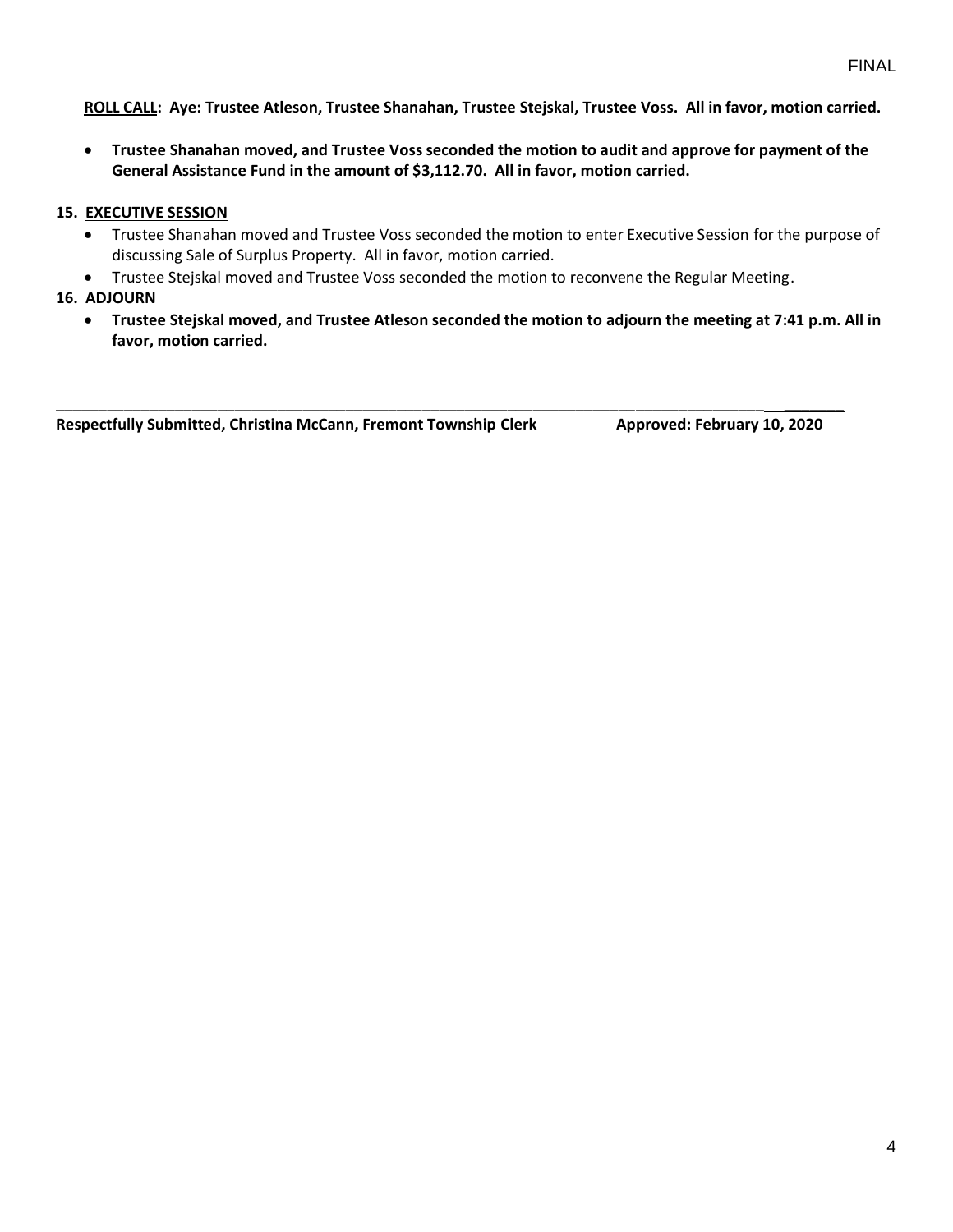**ROLL CALL: Aye: Trustee Atleson, Trustee Shanahan, Trustee Stejskal, Trustee Voss. All in favor, motion carried.**

- **Trustee Shanahan moved, and Trustee Voss seconded the motion to audit and approve for payment of the General Assistance Fund in the amount of $3,112.70. All in favor, motion carried.**

**15. EXECUTIVE SESSION**

- Trustee Shanahan moved and Trustee Voss seconded the motion to enter Executive Session for the purpose of discussing Sale of Surplus Property. All in favor, motion carried.
- Trustee Stejskal moved and Trustee Voss seconded the motion to reconvene the Regular Meeting.

**16. ADJOURN**

- **Trustee Stejskal moved, and Trustee Atleson seconded the motion to adjourn the meeting at 7:41 p.m. All in favor, motion carried.**

---

**Respectfully Submitted, Christina McCann, Fremont Township Clerk** **Approved: February 10, 2020**